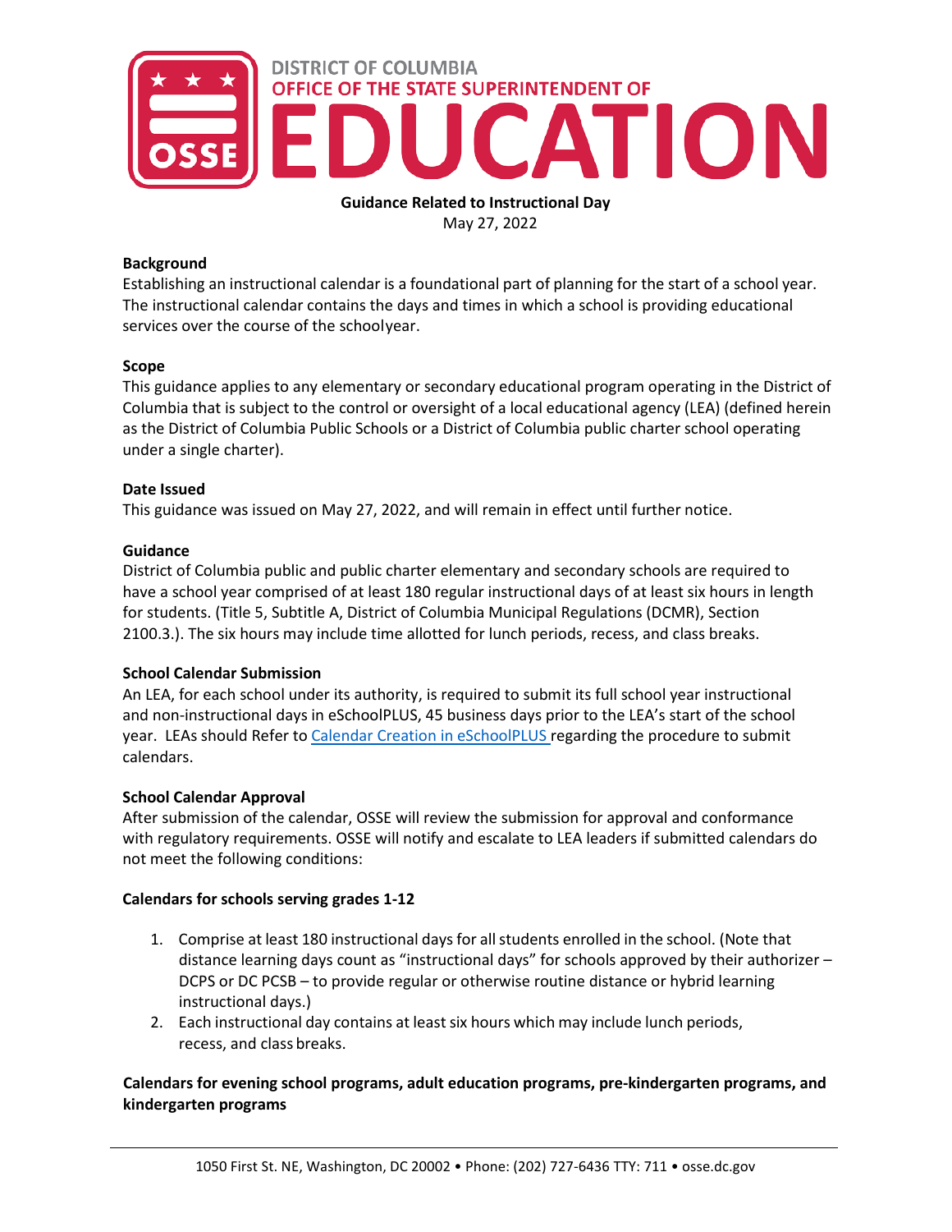DISTRICT OF COLUMBIA
OFFICE OF THE STATE SUPERINTENDENT OF
EDUCATION

**Guidance Related to Instructional Day**
May 27, 2022

**Background**
Establishing an instructional calendar is a foundational part of planning for the start of a school year. The instructional calendar contains the days and times in which a school is providing educational services over the course of the schoolyear.

**Scope**
This guidance applies to any elementary or secondary educational program operating in the District of Columbia that is subject to the control or oversight of a local educational agency (LEA) (defined herein as the District of Columbia Public Schools or a District of Columbia public charter school operating under a single charter).

**Date Issued**
This guidance was issued on May 27, 2022, and will remain in effect until further notice.

**Guidance**
District of Columbia public and public charter elementary and secondary schools are required to have a school year comprised of at least 180 regular instructional days of at least six hours in length for students. (Title 5, Subtitle A, District of Columbia Municipal Regulations (DCMR), Section 2100.3.). The six hours may include time allotted for lunch periods, recess, and class breaks.

**School Calendar Submission**
An LEA, for each school under its authority, is required to submit its full school year instructional and non-instructional days in eSchoolPLUS, 45 business days prior to the LEA's start of the school year. LEAs should Refer to Calendar Creation in eSchoolPLUS regarding the procedure to submit calendars.

**School Calendar Approval**
After submission of the calendar, OSSE will review the submission for approval and conformance with regulatory requirements. OSSE will notify and escalate to LEA leaders if submitted calendars do not meet the following conditions:

**Calendars for schools serving grades 1-12**

1. Comprise at least 180 instructional days for all students enrolled in the school. (Note that distance learning days count as "instructional days" for schools approved by their authorizer – DCPS or DC PCSB – to provide regular or otherwise routine distance or hybrid learning instructional days.)
2. Each instructional day contains at least six hours which may include lunch periods, recess, and class breaks.

**Calendars for evening school programs, adult education programs, pre-kindergarten programs, and kindergarten programs**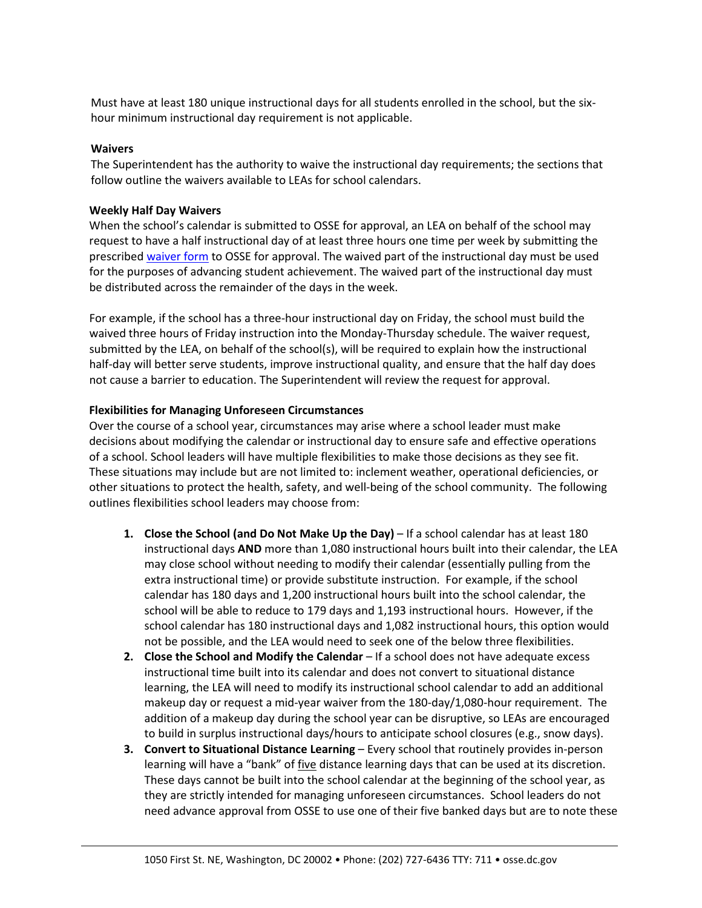Must have at least 180 unique instructional days for all students enrolled in the school, but the six-hour minimum instructional day requirement is not applicable.

**Waivers**

The Superintendent has the authority to waive the instructional day requirements; the sections that follow outline the waivers available to LEAs for school calendars.

**Weekly Half Day Waivers**

When the school's calendar is submitted to OSSE for approval, an LEA on behalf of the school may request to have a half instructional day of at least three hours one time per week by submitting the prescribed [waiver form] to OSSE for approval. The waived part of the instructional day must be used for the purposes of advancing student achievement. The waived part of the instructional day must be distributed across the remainder of the days in the week.

For example, if the school has a three-hour instructional day on Friday, the school must build the waived three hours of Friday instruction into the Monday-Thursday schedule. The waiver request, submitted by the LEA, on behalf of the school(s), will be required to explain how the instructional half-day will better serve students, improve instructional quality, and ensure that the half day does not cause a barrier to education. The Superintendent will review the request for approval.

**Flexibilities for Managing Unforeseen Circumstances**

Over the course of a school year, circumstances may arise where a school leader must make decisions about modifying the calendar or instructional day to ensure safe and effective operations of a school. School leaders will have multiple flexibilities to make those decisions as they see fit. These situations may include but are not limited to: inclement weather, operational deficiencies, or other situations to protect the health, safety, and well-being of the school community. The following outlines flexibilities school leaders may choose from:

1. **Close the School (and Do Not Make Up the Day)** – If a school calendar has at least 180 instructional days **AND** more than 1,080 instructional hours built into their calendar, the LEA may close school without needing to modify their calendar (essentially pulling from the extra instructional time) or provide substitute instruction. For example, if the school calendar has 180 days and 1,200 instructional hours built into the school calendar, the school will be able to reduce to 179 days and 1,193 instructional hours. However, if the school calendar has 180 instructional days and 1,082 instructional hours, this option would not be possible, and the LEA would need to seek one of the below three flexibilities.
2. **Close the School and Modify the Calendar** – If a school does not have adequate excess instructional time built into its calendar and does not convert to situational distance learning, the LEA will need to modify its instructional school calendar to add an additional makeup day or request a mid-year waiver from the 180-day/1,080-hour requirement. The addition of a makeup day during the school year can be disruptive, so LEAs are encouraged to build in surplus instructional days/hours to anticipate school closures (e.g., snow days).
3. **Convert to Situational Distance Learning** – Every school that routinely provides in-person learning will have a "bank" of five distance learning days that can be used at its discretion. These days cannot be built into the school calendar at the beginning of the school year, as they are strictly intended for managing unforeseen circumstances. School leaders do not need advance approval from OSSE to use one of their five banked days but are to note these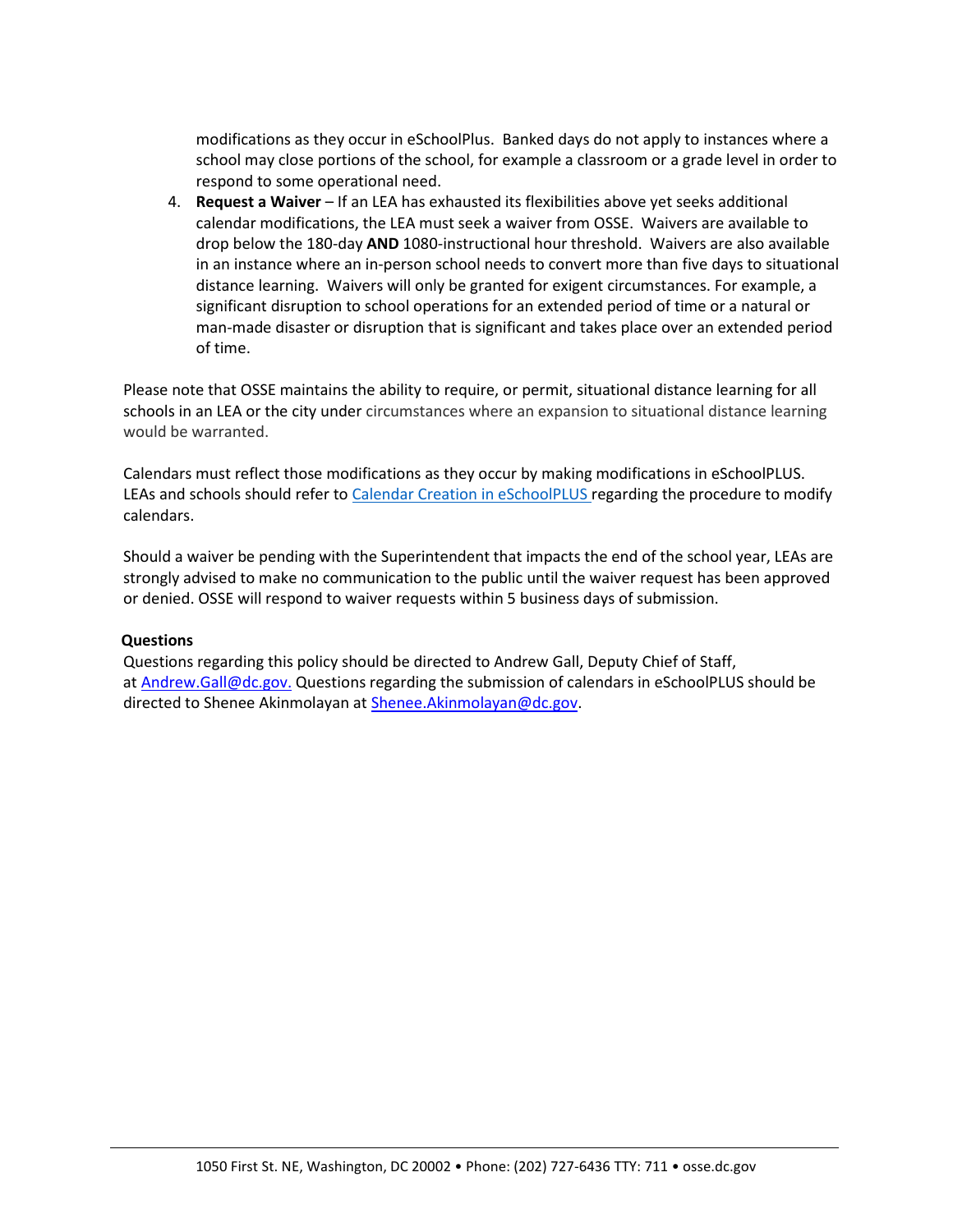modifications as they occur in eSchoolPlus. Banked days do not apply to instances where a school may close portions of the school, for example a classroom or a grade level in order to respond to some operational need.

4. **Request a Waiver** – If an LEA has exhausted its flexibilities above yet seeks additional calendar modifications, the LEA must seek a waiver from OSSE. Waivers are available to drop below the 180-day **AND** 1080-instructional hour threshold. Waivers are also available in an instance where an in-person school needs to convert more than five days to situational distance learning. Waivers will only be granted for exigent circumstances. For example, a significant disruption to school operations for an extended period of time or a natural or man-made disaster or disruption that is significant and takes place over an extended period of time.

Please note that OSSE maintains the ability to require, or permit, situational distance learning for all schools in an LEA or the city under circumstances where an expansion to situational distance learning would be warranted.

Calendars must reflect those modifications as they occur by making modifications in eSchoolPLUS. LEAs and schools should refer to [Calendar Creation in eSchoolPLUS](#) regarding the procedure to modify calendars.

Should a waiver be pending with the Superintendent that impacts the end of the school year, LEAs are strongly advised to make no communication to the public until the waiver request has been approved or denied. OSSE will respond to waiver requests within 5 business days of submission.

**Questions**

Questions regarding this policy should be directed to Andrew Gall, Deputy Chief of Staff, at [Andrew.Gall@dc.gov.](mailto:Andrew.Gall@dc.gov) Questions regarding the submission of calendars in eSchoolPLUS should be directed to Shenee Akinmolayan at [Shenee.Akinmolayan@dc.gov](mailto:Shenee.Akinmolayan@dc.gov).